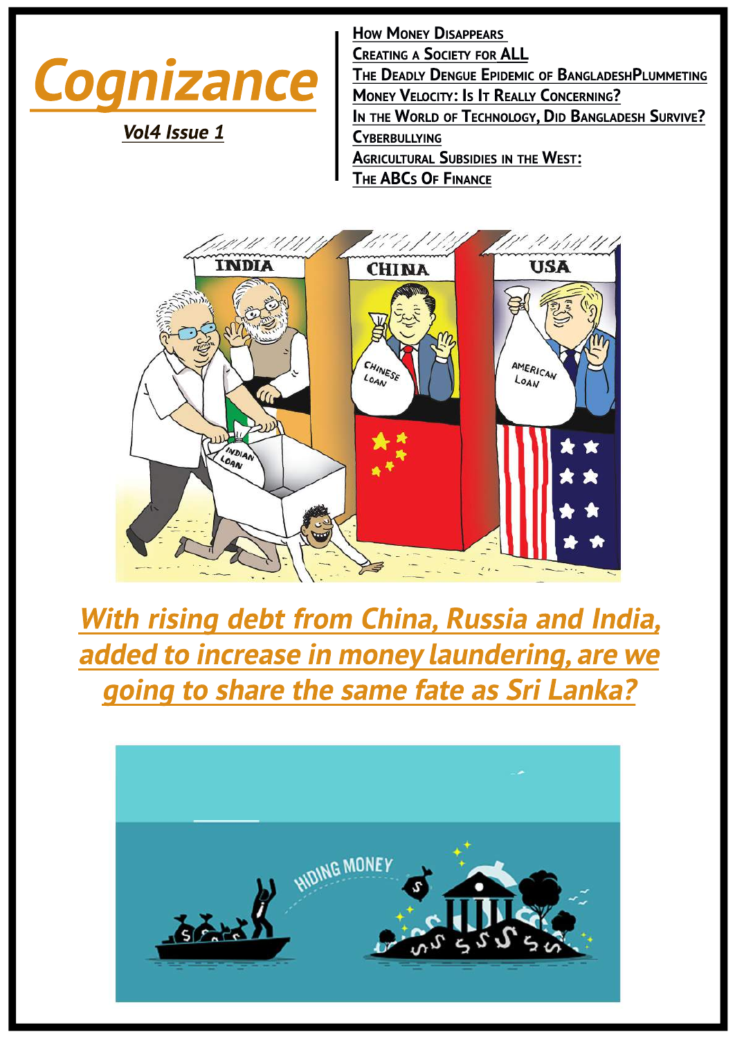# Cognizance

*Vol4 Issue 1*

- How Money Disappears
- Creating a Society for ALL
- The Deadly Dengue Epidemic of BangladeshPlummeting Money Velocity: Is It Really Concerning?
- In the World of Technology, Did Bangladesh Survive?
- Cyberbullying
- Agricultural Subsidies in the West:
- The ABCs Of Finance

## *With rising debt from China, Russia and India, added to increase in money laundering, are we going to share the same fate as Sri Lanka?*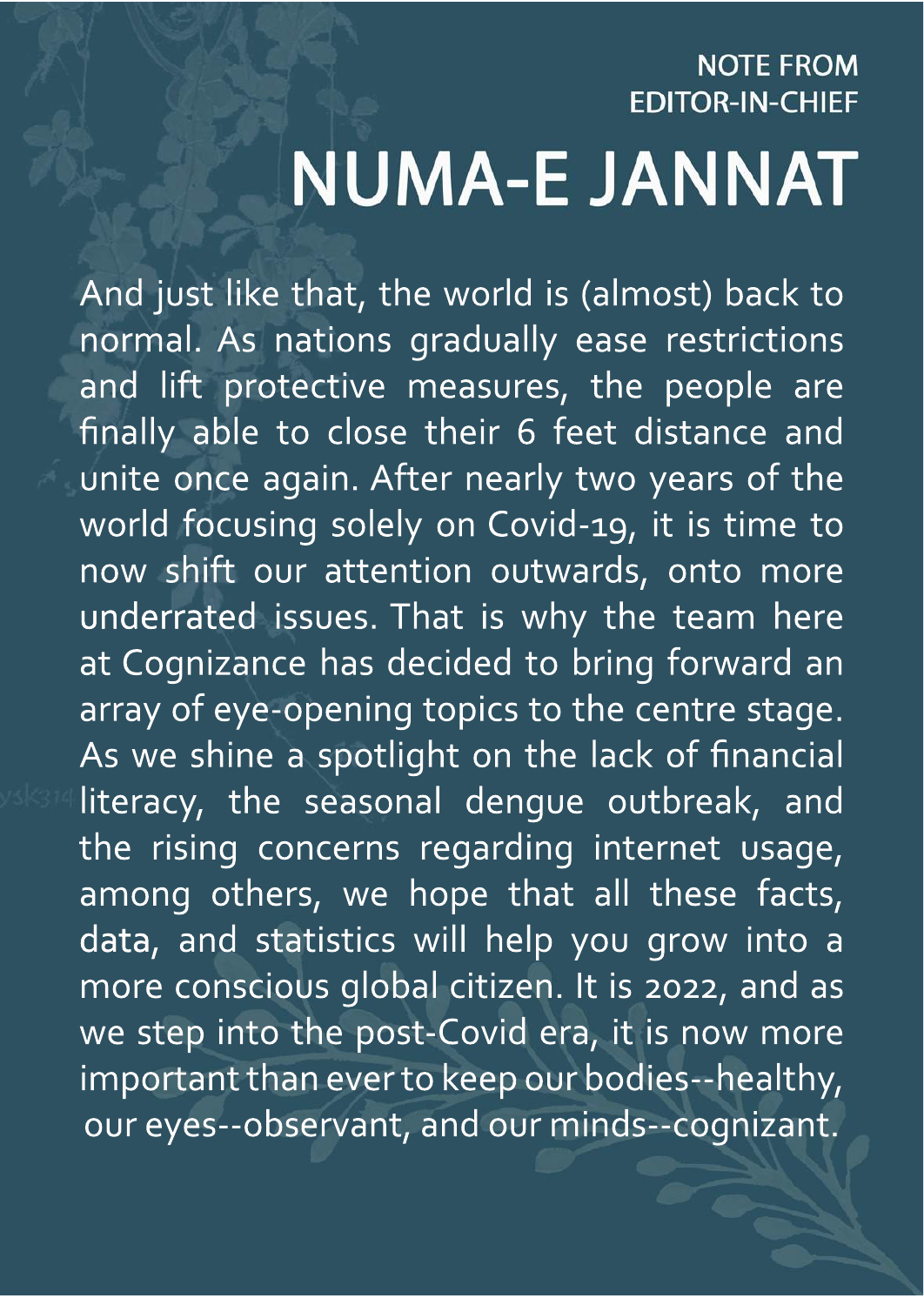NOTE FROM EDITOR-IN-CHIEF

# NUMA-E JANNAT

And just like that, the world is (almost) back to normal. As nations gradually ease restrictions and lift protective measures, the people are finally able to close their 6 feet distance and unite once again. After nearly two years of the world focusing solely on Covid-19, it is time to now shift our attention outwards, onto more underrated issues. That is why the team here at Cognizance has decided to bring forward an array of eye-opening topics to the centre stage. As we shine a spotlight on the lack of financial literacy, the seasonal dengue outbreak, and the rising concerns regarding internet usage, among others, we hope that all these facts, data, and statistics will help you grow into a more conscious global citizen. It is 2022, and as we step into the post-Covid era, it is now more important than ever to keep our bodies--healthy, our eyes--observant, and our minds--cognizant.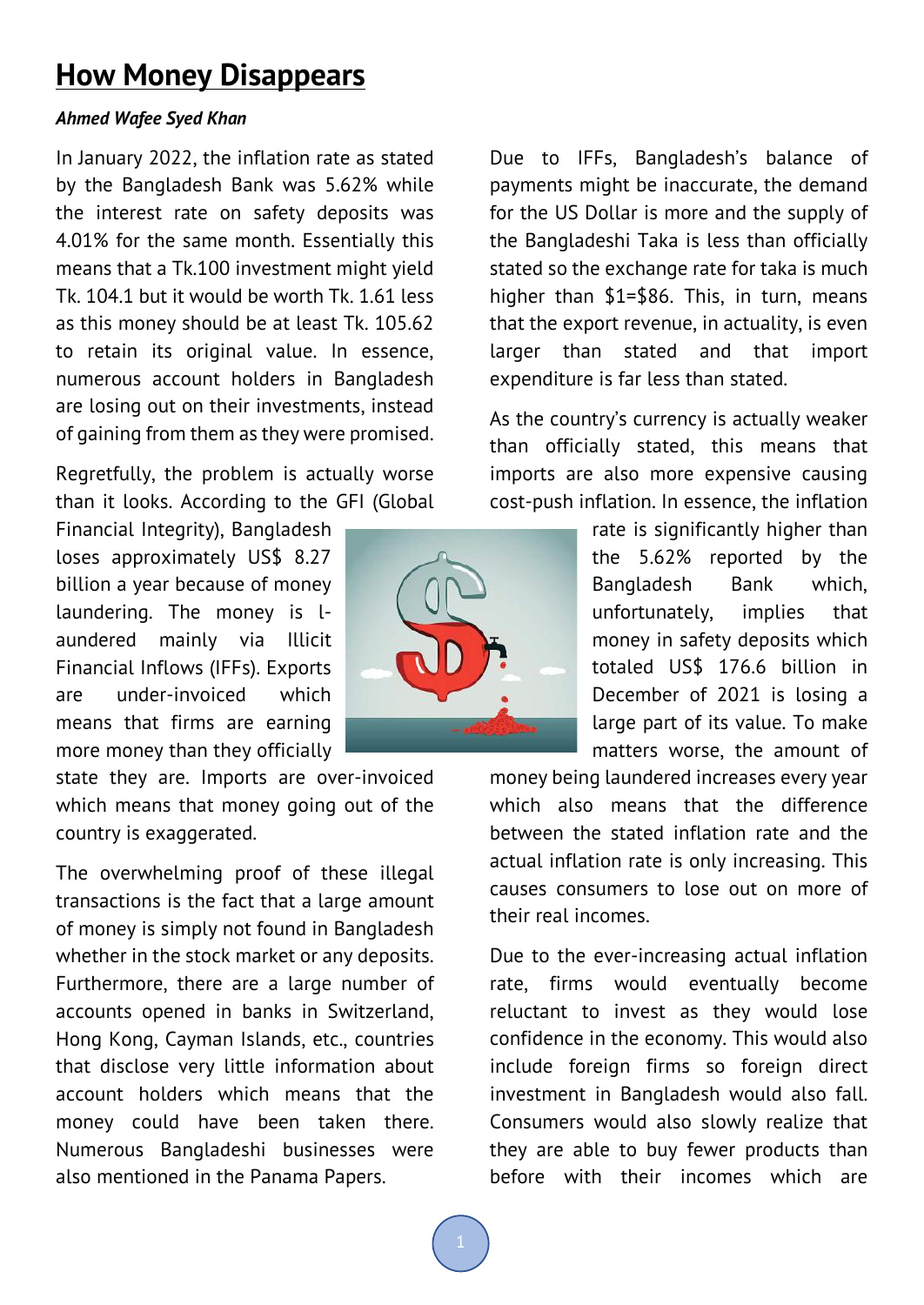# How Money Disappears

***Ahmed Wafee Syed Khan***

In January 2022, the inflation rate as stated by the Bangladesh Bank was 5.62% while the interest rate on safety deposits was 4.01% for the same month. Essentially this means that a Tk.100 investment might yield Tk. 104.1 but it would be worth Tk. 1.61 less as this money should be at least Tk. 105.62 to retain its original value. In essence, numerous account holders in Bangladesh are losing out on their investments, instead of gaining from them as they were promised.

Regretfully, the problem is actually worse than it looks. According to the GFI (Global Financial Integrity), Bangladesh loses approximately US$ 8.27 billion a year because of money laundering. The money is l-aundered mainly via Illicit Financial Inflows (IFFs). Exports are under-invoiced which means that firms are earning more money than they officially state they are. Imports are over-invoiced which means that money going out of the country is exaggerated.

The overwhelming proof of these illegal transactions is the fact that a large amount of money is simply not found in Bangladesh whether in the stock market or any deposits. Furthermore, there are a large number of accounts opened in banks in Switzerland, Hong Kong, Cayman Islands, etc., countries that disclose very little information about account holders which means that the money could have been taken there. Numerous Bangladeshi businesses were also mentioned in the Panama Papers.

Due to IFFs, Bangladesh's balance of payments might be inaccurate, the demand for the US Dollar is more and the supply of the Bangladeshi Taka is less than officially stated so the exchange rate for taka is much higher than $1=$86. This, in turn, means that the export revenue, in actuality, is even larger than stated and that import expenditure is far less than stated.

As the country's currency is actually weaker than officially stated, this means that imports are also more expensive causing cost-push inflation. In essence, the inflation rate is significantly higher than the 5.62% reported by the Bangladesh Bank which, unfortunately, implies that money in safety deposits which totaled US$ 176.6 billion in December of 2021 is losing a large part of its value. To make matters worse, the amount of money being laundered increases every year which also means that the difference between the stated inflation rate and the actual inflation rate is only increasing. This causes consumers to lose out on more of their real incomes.

Due to the ever-increasing actual inflation rate, firms would eventually become reluctant to invest as they would lose confidence in the economy. This would also include foreign firms so foreign direct investment in Bangladesh would also fall. Consumers would also slowly realize that they are able to buy fewer products than before with their incomes which are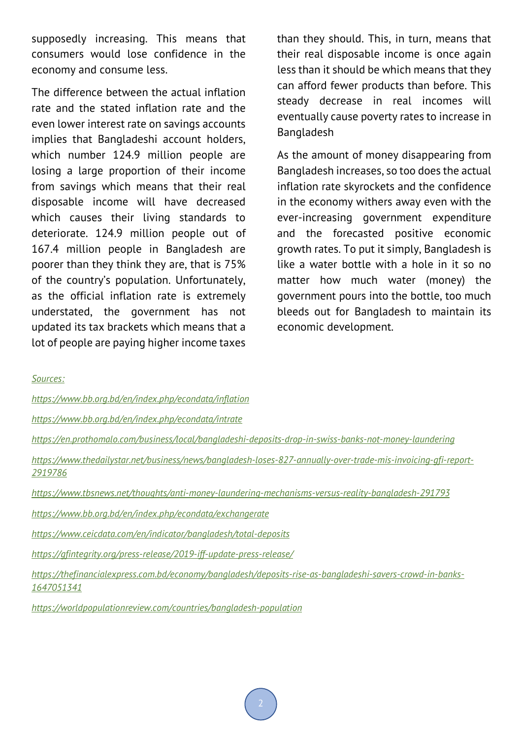supposedly increasing. This means that consumers would lose confidence in the economy and consume less.

The difference between the actual inflation rate and the stated inflation rate and the even lower interest rate on savings accounts implies that Bangladeshi account holders, which number 124.9 million people are losing a large proportion of their income from savings which means that their real disposable income will have decreased which causes their living standards to deteriorate. 124.9 million people out of 167.4 million people in Bangladesh are poorer than they think they are, that is 75% of the country's population. Unfortunately, as the official inflation rate is extremely understated, the government has not updated its tax brackets which means that a lot of people are paying higher income taxes than they should. This, in turn, means that their real disposable income is once again less than it should be which means that they can afford fewer products than before. This steady decrease in real incomes will eventually cause poverty rates to increase in Bangladesh

As the amount of money disappearing from Bangladesh increases, so too does the actual inflation rate skyrockets and the confidence in the economy withers away even with the ever-increasing government expenditure and the forecasted positive economic growth rates. To put it simply, Bangladesh is like a water bottle with a hole in it so no matter how much water (money) the government pours into the bottle, too much bleeds out for Bangladesh to maintain its economic development.

*Sources:*

*https://www.bb.org.bd/en/index.php/econdata/inflation*

*https://www.bb.org.bd/en/index.php/econdata/intrate*

*https://en.prothomalo.com/business/local/bangladeshi-deposits-drop-in-swiss-banks-not-money-laundering*

*https://www.thedailystar.net/business/news/bangladesh-loses-827-annually-over-trade-mis-invoicing-gfi-report-2919786*

*https://www.tbsnews.net/thoughts/anti-money-laundering-mechanisms-versus-reality-bangladesh-291793*

*https://www.bb.org.bd/en/index.php/econdata/exchangerate*

*https://www.ceicdata.com/en/indicator/bangladesh/total-deposits*

*https://gfintegrity.org/press-release/2019-iff-update-press-release/*

*https://thefinancialexpress.com.bd/economy/bangladesh/deposits-rise-as-bangladeshi-savers-crowd-in-banks-1647051341*

*https://worldpopulationreview.com/countries/bangladesh-population*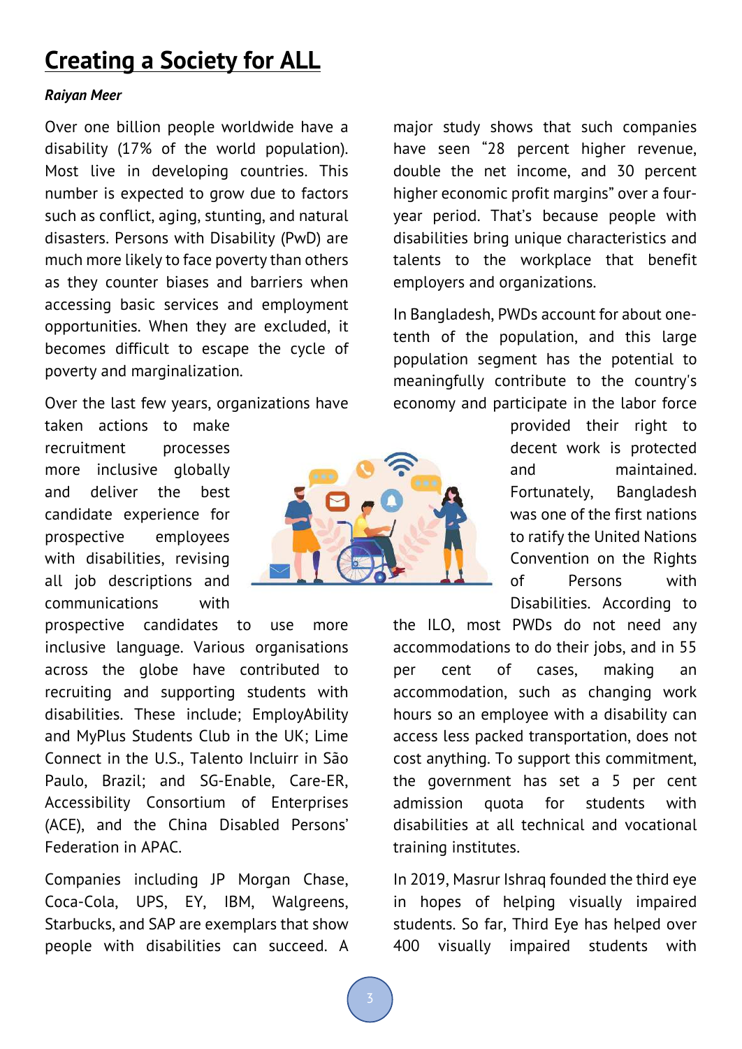# Creating a Society for ALL

***Raiyan Meer***

Over one billion people worldwide have a disability (17% of the world population). Most live in developing countries. This number is expected to grow due to factors such as conflict, aging, stunting, and natural disasters. Persons with Disability (PwD) are much more likely to face poverty than others as they counter biases and barriers when accessing basic services and employment opportunities. When they are excluded, it becomes difficult to escape the cycle of poverty and marginalization.

Over the last few years, organizations have taken actions to make recruitment processes more inclusive globally and deliver the best candidate experience for prospective employees with disabilities, revising all job descriptions and communications with prospective candidates to use more inclusive language. Various organisations across the globe have contributed to recruiting and supporting students with disabilities. These include; EmployAbility and MyPlus Students Club in the UK; Lime Connect in the U.S., Talento Incluirr in São Paulo, Brazil; and SG-Enable, Care-ER, Accessibility Consortium of Enterprises (ACE), and the China Disabled Persons' Federation in APAC.

Companies including JP Morgan Chase, Coca-Cola, UPS, EY, IBM, Walgreens, Starbucks, and SAP are exemplars that show people with disabilities can succeed. A major study shows that such companies have seen "28 percent higher revenue, double the net income, and 30 percent higher economic profit margins" over a four-year period. That's because people with disabilities bring unique characteristics and talents to the workplace that benefit employers and organizations.

In Bangladesh, PWDs account for about one-tenth of the population, and this large population segment has the potential to meaningfully contribute to the country's economy and participate in the labor force provided their right to decent work is protected and maintained. Fortunately, Bangladesh was one of the first nations to ratify the United Nations Convention on the Rights of Persons with Disabilities. According to the ILO, most PWDs do not need any accommodations to do their jobs, and in 55 per cent of cases, making an accommodation, such as changing work hours so an employee with a disability can access less packed transportation, does not cost anything. To support this commitment, the government has set a 5 per cent admission quota for students with disabilities at all technical and vocational training institutes.

In 2019, Masrur Ishraq founded the third eye in hopes of helping visually impaired students. So far, Third Eye has helped over 400 visually impaired students with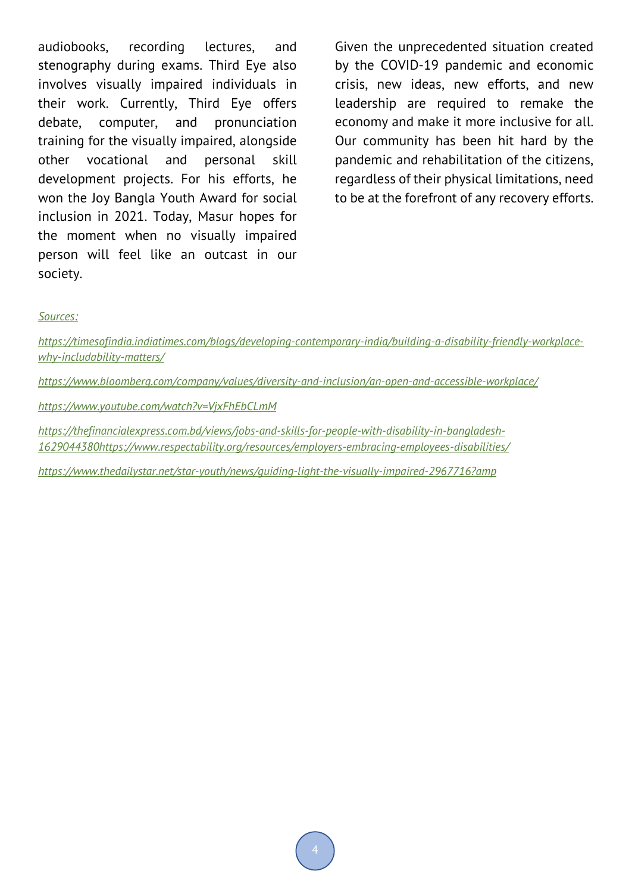audiobooks, recording lectures, and stenography during exams. Third Eye also involves visually impaired individuals in their work. Currently, Third Eye offers debate, computer, and pronunciation training for the visually impaired, alongside other vocational and personal skill development projects. For his efforts, he won the Joy Bangla Youth Award for social inclusion in 2021. Today, Masur hopes for the moment when no visually impaired person will feel like an outcast in our society.

Given the unprecedented situation created by the COVID-19 pandemic and economic crisis, new ideas, new efforts, and new leadership are required to remake the economy and make it more inclusive for all. Our community has been hit hard by the pandemic and rehabilitation of the citizens, regardless of their physical limitations, need to be at the forefront of any recovery efforts.

*Sources:*

*https://timesofindia.indiatimes.com/blogs/developing-contemporary-india/building-a-disability-friendly-workplace-why-includability-matters/*

*https://www.bloomberg.com/company/values/diversity-and-inclusion/an-open-and-accessible-workplace/*

*https://www.youtube.com/watch?v=VjxFhEbCLmM*

*https://thefinancialexpress.com.bd/views/jobs-and-skills-for-people-with-disability-in-bangladesh-1629044380https://www.respectability.org/resources/employers-embracing-employees-disabilities/*

*https://www.thedailystar.net/star-youth/news/guiding-light-the-visually-impaired-2967716?amp*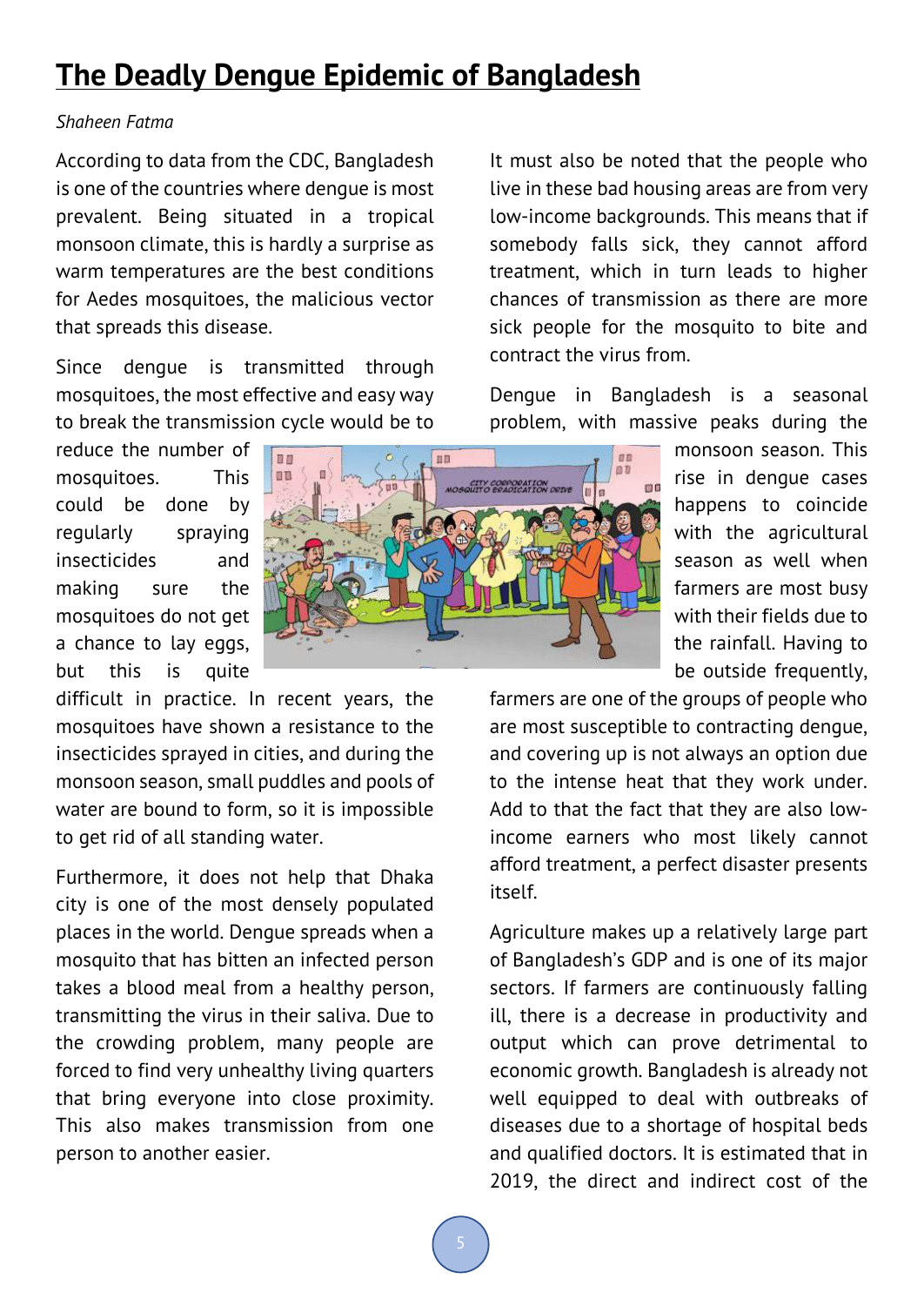# The Deadly Dengue Epidemic of Bangladesh

*Shaheen Fatma*

According to data from the CDC, Bangladesh is one of the countries where dengue is most prevalent. Being situated in a tropical monsoon climate, this is hardly a surprise as warm temperatures are the best conditions for Aedes mosquitoes, the malicious vector that spreads this disease.

Since dengue is transmitted through mosquitoes, the most effective and easy way to break the transmission cycle would be to reduce the number of mosquitoes. This could be done by regularly spraying insecticides and making sure the mosquitoes do not get a chance to lay eggs, but this is quite difficult in practice. In recent years, the mosquitoes have shown a resistance to the insecticides sprayed in cities, and during the monsoon season, small puddles and pools of water are bound to form, so it is impossible to get rid of all standing water.

Furthermore, it does not help that Dhaka city is one of the most densely populated places in the world. Dengue spreads when a mosquito that has bitten an infected person takes a blood meal from a healthy person, transmitting the virus in their saliva. Due to the crowding problem, many people are forced to find very unhealthy living quarters that bring everyone into close proximity. This also makes transmission from one person to another easier.

It must also be noted that the people who live in these bad housing areas are from very low-income backgrounds. This means that if somebody falls sick, they cannot afford treatment, which in turn leads to higher chances of transmission as there are more sick people for the mosquito to bite and contract the virus from.

Dengue in Bangladesh is a seasonal problem, with massive peaks during the monsoon season. This rise in dengue cases happens to coincide with the agricultural season as well when farmers are most busy with their fields due to the rainfall. Having to be outside frequently, farmers are one of the groups of people who are most susceptible to contracting dengue, and covering up is not always an option due to the intense heat that they work under. Add to that the fact that they are also low-income earners who most likely cannot afford treatment, a perfect disaster presents itself.

Agriculture makes up a relatively large part of Bangladesh's GDP and is one of its major sectors. If farmers are continuously falling ill, there is a decrease in productivity and output which can prove detrimental to economic growth. Bangladesh is already not well equipped to deal with outbreaks of diseases due to a shortage of hospital beds and qualified doctors. It is estimated that in 2019, the direct and indirect cost of the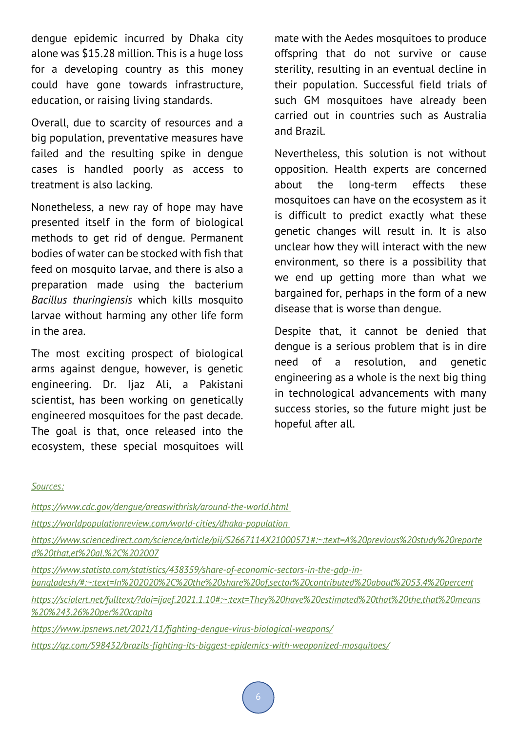dengue epidemic incurred by Dhaka city alone was $15.28 million. This is a huge loss for a developing country as this money could have gone towards infrastructure, education, or raising living standards.

Overall, due to scarcity of resources and a big population, preventative measures have failed and the resulting spike in dengue cases is handled poorly as access to treatment is also lacking.

Nonetheless, a new ray of hope may have presented itself in the form of biological methods to get rid of dengue. Permanent bodies of water can be stocked with fish that feed on mosquito larvae, and there is also a preparation made using the bacterium *Bacillus thuringiensis* which kills mosquito larvae without harming any other life form in the area.

The most exciting prospect of biological arms against dengue, however, is genetic engineering. Dr. Ijaz Ali, a Pakistani scientist, has been working on genetically engineered mosquitoes for the past decade. The goal is that, once released into the ecosystem, these special mosquitoes will mate with the Aedes mosquitoes to produce offspring that do not survive or cause sterility, resulting in an eventual decline in their population. Successful field trials of such GM mosquitoes have already been carried out in countries such as Australia and Brazil.

Nevertheless, this solution is not without opposition. Health experts are concerned about the long-term effects these mosquitoes can have on the ecosystem as it is difficult to predict exactly what these genetic changes will result in. It is also unclear how they will interact with the new environment, so there is a possibility that we end up getting more than what we bargained for, perhaps in the form of a new disease that is worse than dengue.

Despite that, it cannot be denied that dengue is a serious problem that is in dire need of a resolution, and genetic engineering as a whole is the next big thing in technological advancements with many success stories, so the future might just be hopeful after all.

*Sources:*

*https://www.cdc.gov/dengue/areaswithrisk/around-the-world.html*

*https://worldpopulationreview.com/world-cities/dhaka-population*

*https://www.sciencedirect.com/science/article/pii/S2667114X21000571#:~:text=A%20previous%20study%20reported%20that,et%20al.%2C%202007*

*https://www.statista.com/statistics/438359/share-of-economic-sectors-in-the-gdp-in-bangladesh/#:~:text=In%202020%2C%20the%20share%20of,sector%20contributed%20about%2053.4%20percent*

*https://scialert.net/fulltext/?doi=ijaef.2021.1.10#:~:text=They%20have%20estimated%20that%20the,that%20means%20%243.26%20per%20capita*

*https://www.ipsnews.net/2021/11/fighting-dengue-virus-biological-weapons/*

*https://qz.com/598432/brazils-fighting-its-biggest-epidemics-with-weaponized-mosquitoes/*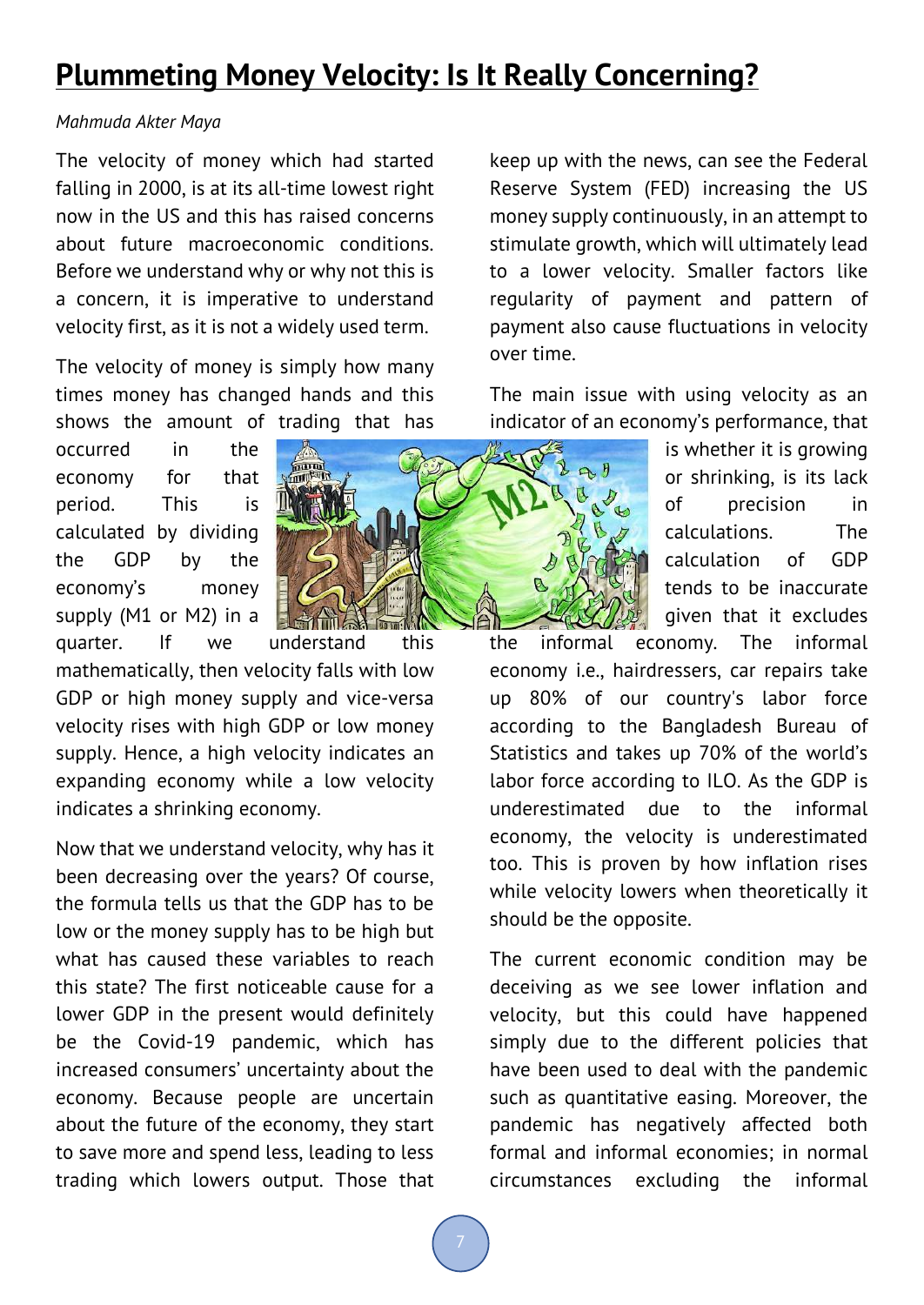# Plummeting Money Velocity: Is It Really Concerning?

*Mahmuda Akter Maya*

The velocity of money which had started falling in 2000, is at its all-time lowest right now in the US and this has raised concerns about future macroeconomic conditions. Before we understand why or why not this is a concern, it is imperative to understand velocity first, as it is not a widely used term.

The velocity of money is simply how many times money has changed hands and this shows the amount of trading that has occurred in the economy for that period. This is calculated by dividing the GDP by the economy's money supply (M1 or M2) in a quarter. If we understand this mathematically, then velocity falls with low GDP or high money supply and vice-versa velocity rises with high GDP or low money supply. Hence, a high velocity indicates an expanding economy while a low velocity indicates a shrinking economy.

Now that we understand velocity, why has it been decreasing over the years? Of course, the formula tells us that the GDP has to be low or the money supply has to be high but what has caused these variables to reach this state? The first noticeable cause for a lower GDP in the present would definitely be the Covid-19 pandemic, which has increased consumers' uncertainty about the economy. Because people are uncertain about the future of the economy, they start to save more and spend less, leading to less trading which lowers output. Those that keep up with the news, can see the Federal Reserve System (FED) increasing the US money supply continuously, in an attempt to stimulate growth, which will ultimately lead to a lower velocity. Smaller factors like regularity of payment and pattern of payment also cause fluctuations in velocity over time.

The main issue with using velocity as an indicator of an economy's performance, that is whether it is growing or shrinking, is its lack of precision in calculations. The calculation of GDP tends to be inaccurate given that it excludes the informal economy. The informal economy i.e., hairdressers, car repairs take up 80% of our country's labor force according to the Bangladesh Bureau of Statistics and takes up 70% of the world's labor force according to ILO. As the GDP is underestimated due to the informal economy, the velocity is underestimated too. This is proven by how inflation rises while velocity lowers when theoretically it should be the opposite.

The current economic condition may be deceiving as we see lower inflation and velocity, but this could have happened simply due to the different policies that have been used to deal with the pandemic such as quantitative easing. Moreover, the pandemic has negatively affected both formal and informal economies; in normal circumstances excluding the informal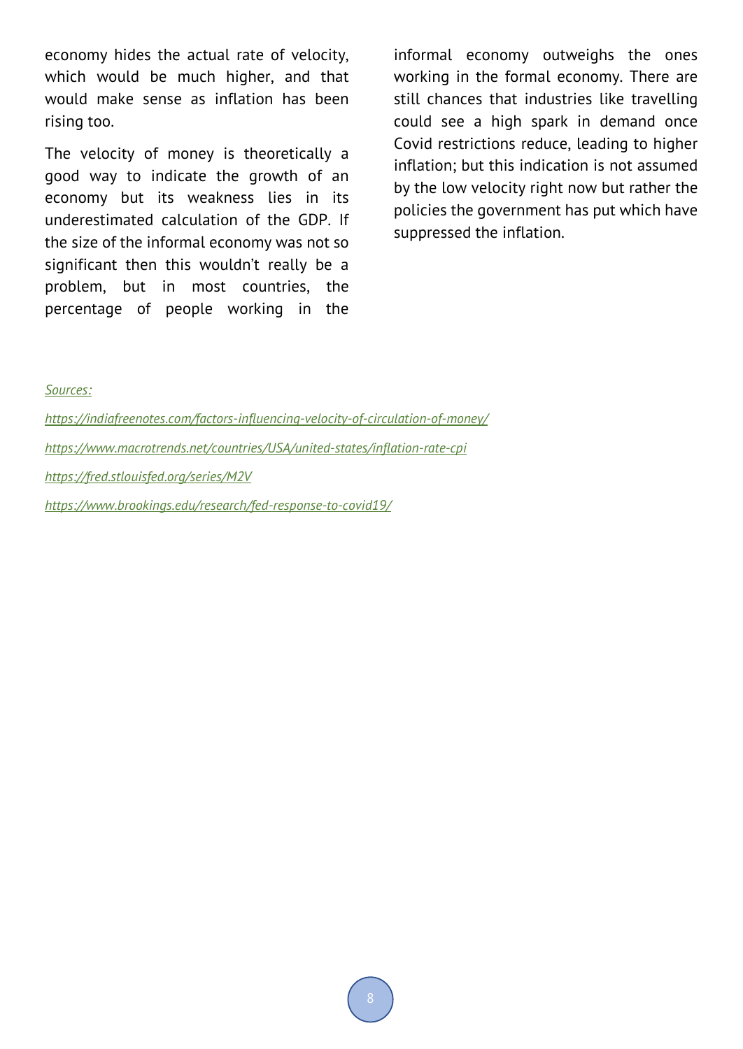economy hides the actual rate of velocity, which would be much higher, and that would make sense as inflation has been rising too.

The velocity of money is theoretically a good way to indicate the growth of an economy but its weakness lies in its underestimated calculation of the GDP. If the size of the informal economy was not so significant then this wouldn't really be a problem, but in most countries, the percentage of people working in the informal economy outweighs the ones working in the formal economy. There are still chances that industries like travelling could see a high spark in demand once Covid restrictions reduce, leading to higher inflation; but this indication is not assumed by the low velocity right now but rather the policies the government has put which have suppressed the inflation.

*Sources:*

*https://indiafreenotes.com/factors-influencing-velocity-of-circulation-of-money/*

*https://www.macrotrends.net/countries/USA/united-states/inflation-rate-cpi*

*https://fred.stlouisfed.org/series/M2V*

*https://www.brookings.edu/research/fed-response-to-covid19/*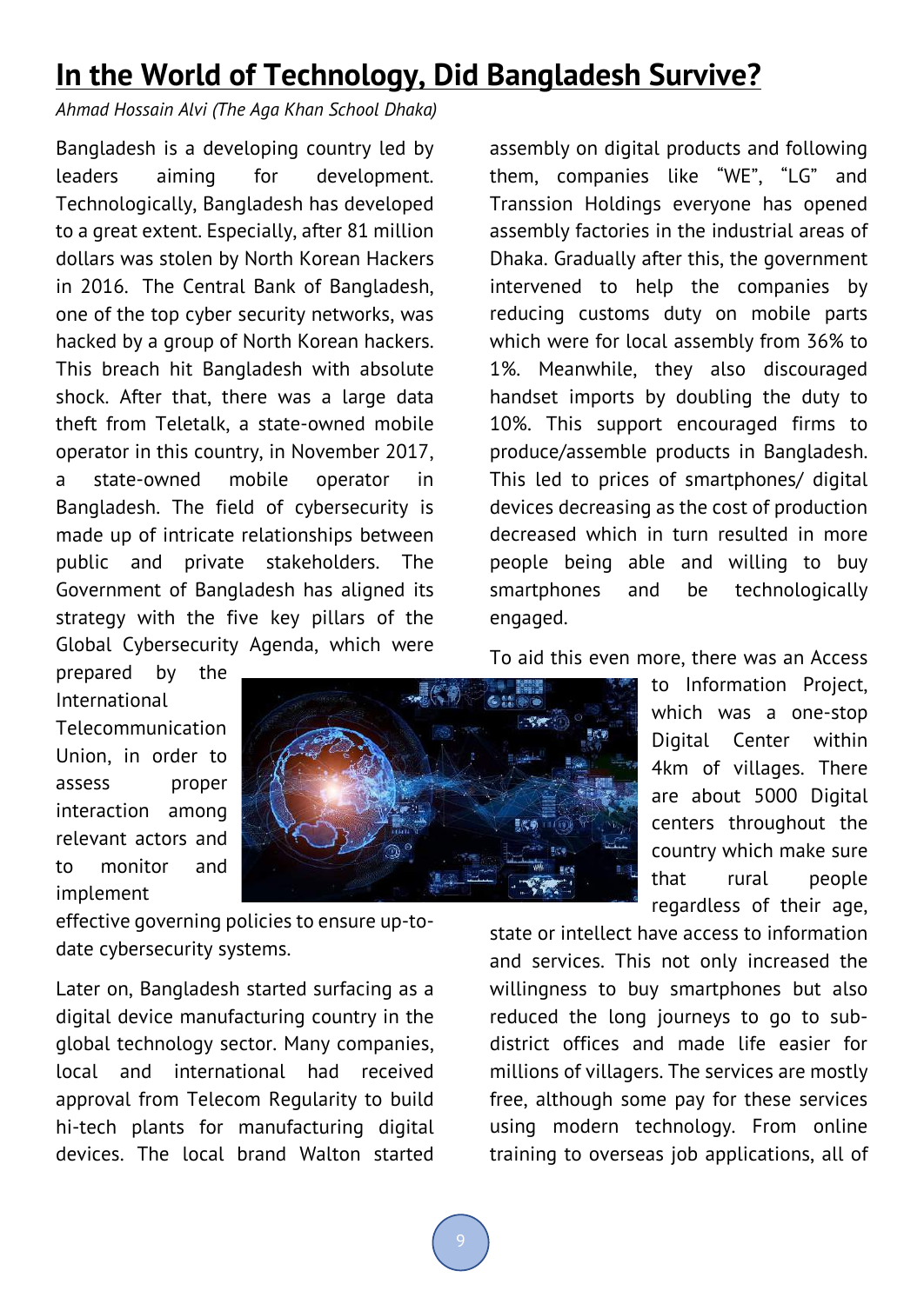# In the World of Technology, Did Bangladesh Survive?

*Ahmad Hossain Alvi (The Aga Khan School Dhaka)*

Bangladesh is a developing country led by leaders aiming for development. Technologically, Bangladesh has developed to a great extent. Especially, after 81 million dollars was stolen by North Korean Hackers in 2016. The Central Bank of Bangladesh, one of the top cyber security networks, was hacked by a group of North Korean hackers. This breach hit Bangladesh with absolute shock. After that, there was a large data theft from Teletalk, a state-owned mobile operator in this country, in November 2017, a state-owned mobile operator in Bangladesh. The field of cybersecurity is made up of intricate relationships between public and private stakeholders. The Government of Bangladesh has aligned its strategy with the five key pillars of the Global Cybersecurity Agenda, which were prepared by the International Telecommunication Union, in order to assess proper interaction among relevant actors and to monitor and implement effective governing policies to ensure up-to-date cybersecurity systems.

Later on, Bangladesh started surfacing as a digital device manufacturing country in the global technology sector. Many companies, local and international had received approval from Telecom Regularity to build hi-tech plants for manufacturing digital devices. The local brand Walton started assembly on digital products and following them, companies like "WE", "LG" and Transsion Holdings everyone has opened assembly factories in the industrial areas of Dhaka. Gradually after this, the government intervened to help the companies by reducing customs duty on mobile parts which were for local assembly from 36% to 1%. Meanwhile, they also discouraged handset imports by doubling the duty to 10%. This support encouraged firms to produce/assemble products in Bangladesh. This led to prices of smartphones/ digital devices decreasing as the cost of production decreased which in turn resulted in more people being able and willing to buy smartphones and be technologically engaged.

To aid this even more, there was an Access to Information Project, which was a one-stop Digital Center within 4km of villages. There are about 5000 Digital centers throughout the country which make sure that rural people regardless of their age, state or intellect have access to information and services. This not only increased the willingness to buy smartphones but also reduced the long journeys to go to sub-district offices and made life easier for millions of villagers. The services are mostly free, although some pay for these services using modern technology. From online training to overseas job applications, all of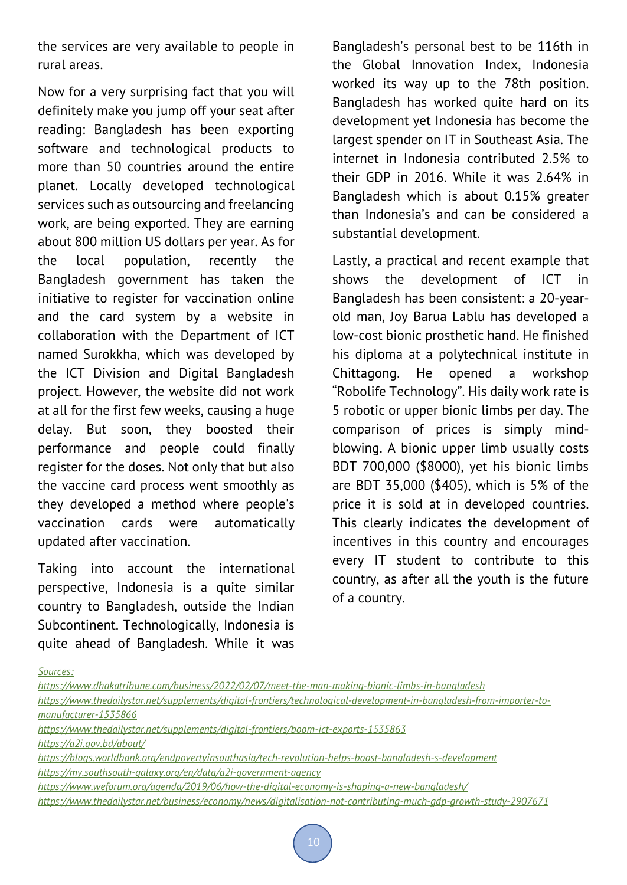the services are very available to people in rural areas.

Now for a very surprising fact that you will definitely make you jump off your seat after reading: Bangladesh has been exporting software and technological products to more than 50 countries around the entire planet. Locally developed technological services such as outsourcing and freelancing work, are being exported. They are earning about 800 million US dollars per year. As for the local population, recently the Bangladesh government has taken the initiative to register for vaccination online and the card system by a website in collaboration with the Department of ICT named Surokkha, which was developed by the ICT Division and Digital Bangladesh project. However, the website did not work at all for the first few weeks, causing a huge delay. But soon, they boosted their performance and people could finally register for the doses. Not only that but also the vaccine card process went smoothly as they developed a method where people's vaccination cards were automatically updated after vaccination.

Taking into account the international perspective, Indonesia is a quite similar country to Bangladesh, outside the Indian Subcontinent. Technologically, Indonesia is quite ahead of Bangladesh. While it was Bangladesh's personal best to be 116th in the Global Innovation Index, Indonesia worked its way up to the 78th position. Bangladesh has worked quite hard on its development yet Indonesia has become the largest spender on IT in Southeast Asia. The internet in Indonesia contributed 2.5% to their GDP in 2016. While it was 2.64% in Bangladesh which is about 0.15% greater than Indonesia's and can be considered a substantial development.

Lastly, a practical and recent example that shows the development of ICT in Bangladesh has been consistent: a 20-year-old man, Joy Barua Lablu has developed a low-cost bionic prosthetic hand. He finished his diploma at a polytechnical institute in Chittagong. He opened a workshop "Robolife Technology". His daily work rate is 5 robotic or upper bionic limbs per day. The comparison of prices is simply mind-blowing. A bionic upper limb usually costs BDT 700,000 ($8000), yet his bionic limbs are BDT 35,000 ($405), which is 5% of the price it is sold at in developed countries. This clearly indicates the development of incentives in this country and encourages every IT student to contribute to this country, as after all the youth is the future of a country.

*Sources:*

*https://www.dhakatribune.com/business/2022/02/07/meet-the-man-making-bionic-limbs-in-bangladesh*
*https://www.thedailystar.net/supplements/digital-frontiers/technological-development-in-bangladesh-from-importer-to-manufacturer-1535866*
*https://www.thedailystar.net/supplements/digital-frontiers/boom-ict-exports-1535863*
*https://a2i.gov.bd/about/*
*https://blogs.worldbank.org/endpovertyinsouthasia/tech-revolution-helps-boost-bangladesh-s-development*
*https://my.southsouth-galaxy.org/en/data/a2i-government-agency*
*https://www.weforum.org/agenda/2019/06/how-the-digital-economy-is-shaping-a-new-bangladesh/*
*https://www.thedailystar.net/business/economy/news/digitalisation-not-contributing-much-gdp-growth-study-2907671*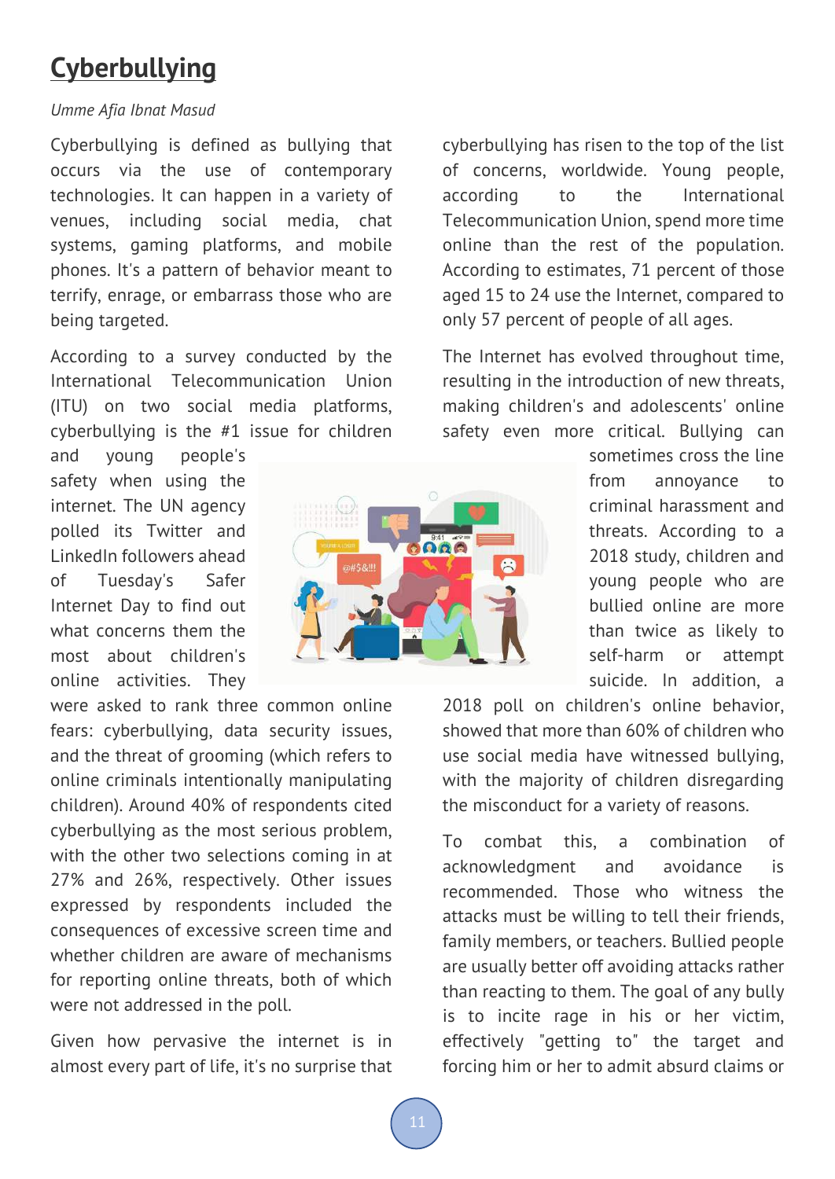# Cyberbullying

*Umme Afia Ibnat Masud*

Cyberbullying is defined as bullying that occurs via the use of contemporary technologies. It can happen in a variety of venues, including social media, chat systems, gaming platforms, and mobile phones. It's a pattern of behavior meant to terrify, enrage, or embarrass those who are being targeted.

According to a survey conducted by the International Telecommunication Union (ITU) on two social media platforms, cyberbullying is the #1 issue for children and young people's safety when using the internet. The UN agency polled its Twitter and LinkedIn followers ahead of Tuesday's Safer Internet Day to find out what concerns them the most about children's online activities. They were asked to rank three common online fears: cyberbullying, data security issues, and the threat of grooming (which refers to online criminals intentionally manipulating children). Around 40% of respondents cited cyberbullying as the most serious problem, with the other two selections coming in at 27% and 26%, respectively. Other issues expressed by respondents included the consequences of excessive screen time and whether children are aware of mechanisms for reporting online threats, both of which were not addressed in the poll.

Given how pervasive the internet is in almost every part of life, it's no surprise that cyberbullying has risen to the top of the list of concerns, worldwide. Young people, according to the International Telecommunication Union, spend more time online than the rest of the population. According to estimates, 71 percent of those aged 15 to 24 use the Internet, compared to only 57 percent of people of all ages.

The Internet has evolved throughout time, resulting in the introduction of new threats, making children's and adolescents' online safety even more critical. Bullying can sometimes cross the line from annoyance to criminal harassment and threats. According to a 2018 study, children and young people who are bullied online are more than twice as likely to self-harm or attempt suicide. In addition, a 2018 poll on children's online behavior, showed that more than 60% of children who use social media have witnessed bullying, with the majority of children disregarding the misconduct for a variety of reasons.

To combat this, a combination of acknowledgment and avoidance is recommended. Those who witness the attacks must be willing to tell their friends, family members, or teachers. Bullied people are usually better off avoiding attacks rather than reacting to them. The goal of any bully is to incite rage in his or her victim, effectively "getting to" the target and forcing him or her to admit absurd claims or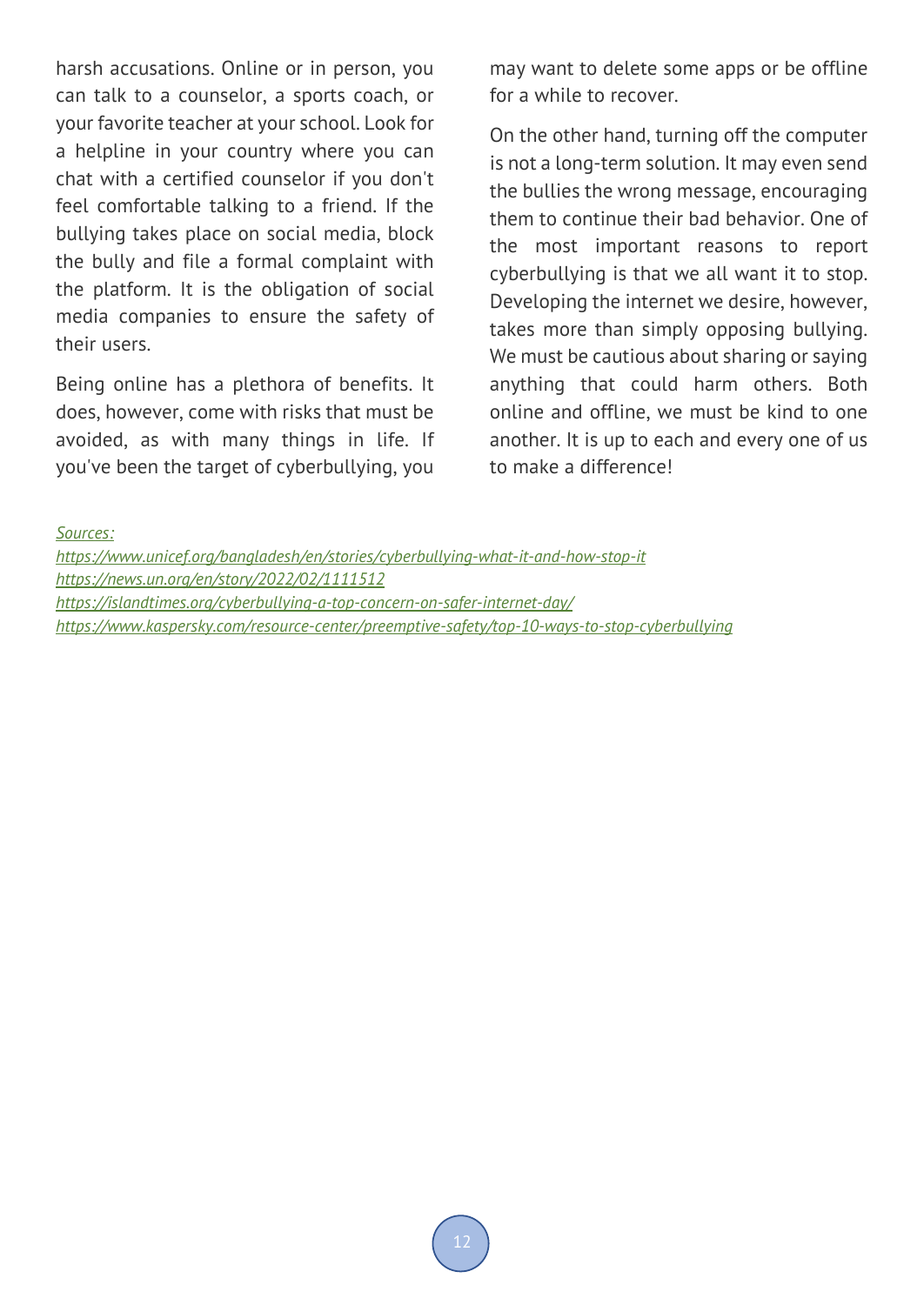harsh accusations. Online or in person, you can talk to a counselor, a sports coach, or your favorite teacher at your school. Look for a helpline in your country where you can chat with a certified counselor if you don't feel comfortable talking to a friend. If the bullying takes place on social media, block the bully and file a formal complaint with the platform. It is the obligation of social media companies to ensure the safety of their users.

Being online has a plethora of benefits. It does, however, come with risks that must be avoided, as with many things in life. If you've been the target of cyberbullying, you may want to delete some apps or be offline for a while to recover.

On the other hand, turning off the computer is not a long-term solution. It may even send the bullies the wrong message, encouraging them to continue their bad behavior. One of the most important reasons to report cyberbullying is that we all want it to stop. Developing the internet we desire, however, takes more than simply opposing bullying. We must be cautious about sharing or saying anything that could harm others. Both online and offline, we must be kind to one another. It is up to each and every one of us to make a difference!

*Sources:*
*https://www.unicef.org/bangladesh/en/stories/cyberbullying-what-it-and-how-stop-it*
*https://news.un.org/en/story/2022/02/1111512*
*https://islandtimes.org/cyberbullying-a-top-concern-on-safer-internet-day/*
*https://www.kaspersky.com/resource-center/preemptive-safety/top-10-ways-to-stop-cyberbullying*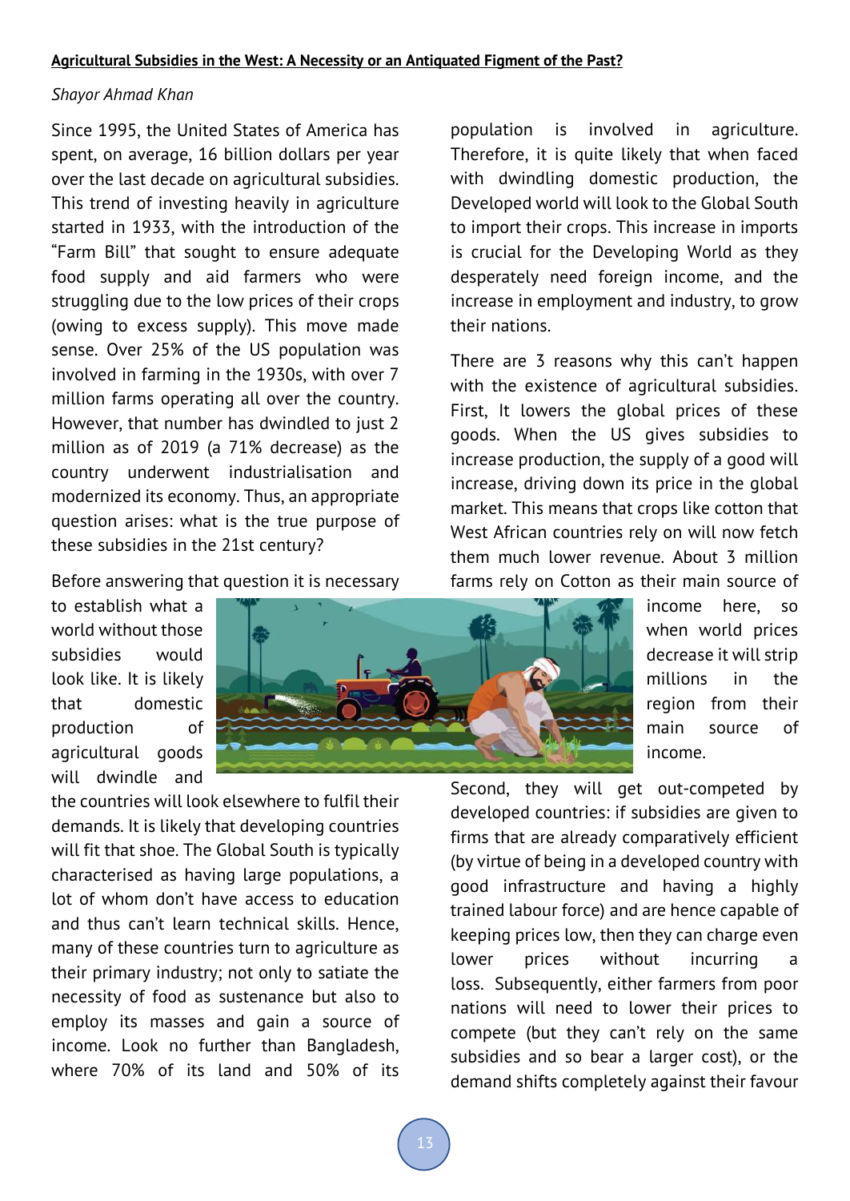**Agricultural Subsidies in the West: A Necessity or an Antiquated Figment of the Past?**

*Shayor Ahmad Khan*

Since 1995, the United States of America has spent, on average, 16 billion dollars per year over the last decade on agricultural subsidies. This trend of investing heavily in agriculture started in 1933, with the introduction of the "Farm Bill" that sought to ensure adequate food supply and aid farmers who were struggling due to the low prices of their crops (owing to excess supply). This move made sense. Over 25% of the US population was involved in farming in the 1930s, with over 7 million farms operating all over the country. However, that number has dwindled to just 2 million as of 2019 (a 71% decrease) as the country underwent industrialisation and modernized its economy. Thus, an appropriate question arises: what is the true purpose of these subsidies in the 21st century?

Before answering that question it is necessary to establish what a world without those subsidies would look like. It is likely that domestic production of agricultural goods will dwindle and the countries will look elsewhere to fulfil their demands. It is likely that developing countries will fit that shoe. The Global South is typically characterised as having large populations, a lot of whom don't have access to education and thus can't learn technical skills. Hence, many of these countries turn to agriculture as their primary industry; not only to satiate the necessity of food as sustenance but also to employ its masses and gain a source of income. Look no further than Bangladesh, where 70% of its land and 50% of its population is involved in agriculture. Therefore, it is quite likely that when faced with dwindling domestic production, the Developed world will look to the Global South to import their crops. This increase in imports is crucial for the Developing World as they desperately need foreign income, and the increase in employment and industry, to grow their nations.

There are 3 reasons why this can't happen with the existence of agricultural subsidies. First, It lowers the global prices of these goods. When the US gives subsidies to increase production, the supply of a good will increase, driving down its price in the global market. This means that crops like cotton that West African countries rely on will now fetch them much lower revenue. About 3 million farms rely on Cotton as their main source of income here, so when world prices decrease it will strip millions in the region from their main source of income.

Second, they will get out-competed by developed countries: if subsidies are given to firms that are already comparatively efficient (by virtue of being in a developed country with good infrastructure and having a highly trained labour force) and are hence capable of keeping prices low, then they can charge even lower prices without incurring a loss. Subsequently, either farmers from poor nations will need to lower their prices to compete (but they can't rely on the same subsidies and so bear a larger cost), or the demand shifts completely against their favour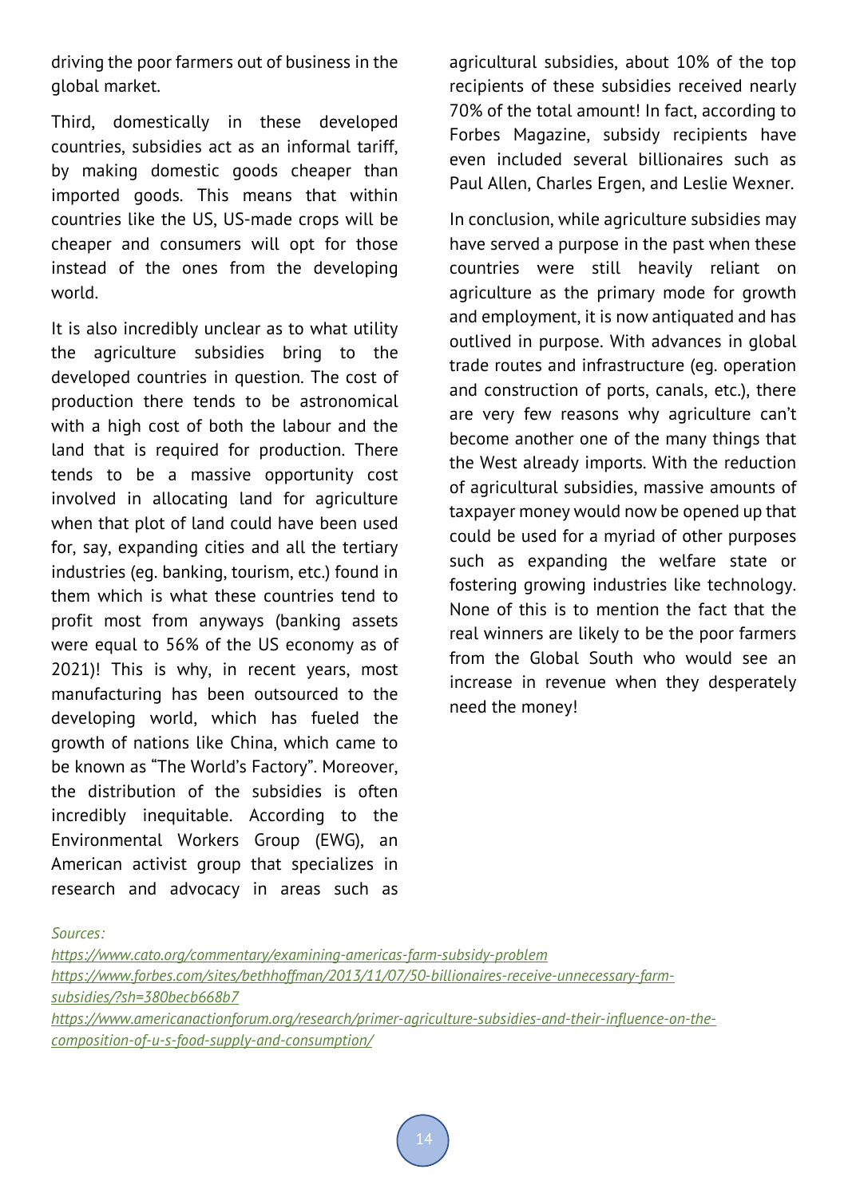driving the poor farmers out of business in the global market.

Third, domestically in these developed countries, subsidies act as an informal tariff, by making domestic goods cheaper than imported goods. This means that within countries like the US, US-made crops will be cheaper and consumers will opt for those instead of the ones from the developing world.

It is also incredibly unclear as to what utility the agriculture subsidies bring to the developed countries in question. The cost of production there tends to be astronomical with a high cost of both the labour and the land that is required for production. There tends to be a massive opportunity cost involved in allocating land for agriculture when that plot of land could have been used for, say, expanding cities and all the tertiary industries (eg. banking, tourism, etc.) found in them which is what these countries tend to profit most from anyways (banking assets were equal to 56% of the US economy as of 2021)! This is why, in recent years, most manufacturing has been outsourced to the developing world, which has fueled the growth of nations like China, which came to be known as "The World's Factory". Moreover, the distribution of the subsidies is often incredibly inequitable. According to the Environmental Workers Group (EWG), an American activist group that specializes in research and advocacy in areas such as agricultural subsidies, about 10% of the top recipients of these subsidies received nearly 70% of the total amount! In fact, according to Forbes Magazine, subsidy recipients have even included several billionaires such as Paul Allen, Charles Ergen, and Leslie Wexner.

In conclusion, while agriculture subsidies may have served a purpose in the past when these countries were still heavily reliant on agriculture as the primary mode for growth and employment, it is now antiquated and has outlived in purpose. With advances in global trade routes and infrastructure (eg. operation and construction of ports, canals, etc.), there are very few reasons why agriculture can't become another one of the many things that the West already imports. With the reduction of agricultural subsidies, massive amounts of taxpayer money would now be opened up that could be used for a myriad of other purposes such as expanding the welfare state or fostering growing industries like technology. None of this is to mention the fact that the real winners are likely to be the poor farmers from the Global South who would see an increase in revenue when they desperately need the money!

*Sources:*
https://www.cato.org/commentary/examining-americas-farm-subsidy-problem
https://www.forbes.com/sites/bethhoffman/2013/11/07/50-billionaires-receive-unnecessary-farm-subsidies/?sh=380becb668b7
https://www.americanactionforum.org/research/primer-agriculture-subsidies-and-their-influence-on-the-composition-of-u-s-food-supply-and-consumption/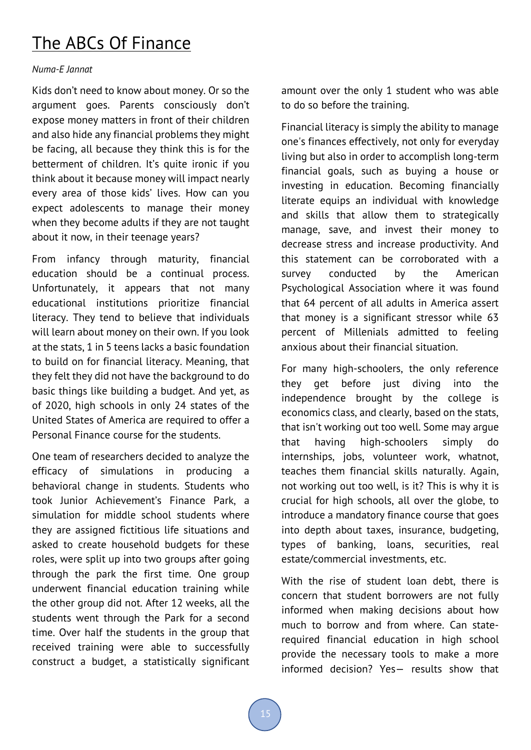# The ABCs Of Finance

*Numa-E Jannat*

Kids don't need to know about money. Or so the argument goes. Parents consciously don't expose money matters in front of their children and also hide any financial problems they might be facing, all because they think this is for the betterment of children. It's quite ironic if you think about it because money will impact nearly every area of those kids' lives. How can you expect adolescents to manage their money when they become adults if they are not taught about it now, in their teenage years?

From infancy through maturity, financial education should be a continual process. Unfortunately, it appears that not many educational institutions prioritize financial literacy. They tend to believe that individuals will learn about money on their own. If you look at the stats, 1 in 5 teens lacks a basic foundation to build on for financial literacy. Meaning, that they felt they did not have the background to do basic things like building a budget. And yet, as of 2020, high schools in only 24 states of the United States of America are required to offer a Personal Finance course for the students.

One team of researchers decided to analyze the efficacy of simulations in producing a behavioral change in students. Students who took Junior Achievement's Finance Park, a simulation for middle school students where they are assigned fictitious life situations and asked to create household budgets for these roles, were split up into two groups after going through the park the first time. One group underwent financial education training while the other group did not. After 12 weeks, all the students went through the Park for a second time. Over half the students in the group that received training were able to successfully construct a budget, a statistically significant amount over the only 1 student who was able to do so before the training.

Financial literacy is simply the ability to manage one's finances effectively, not only for everyday living but also in order to accomplish long-term financial goals, such as buying a house or investing in education. Becoming financially literate equips an individual with knowledge and skills that allow them to strategically manage, save, and invest their money to decrease stress and increase productivity. And this statement can be corroborated with a survey conducted by the American Psychological Association where it was found that 64 percent of all adults in America assert that money is a significant stressor while 63 percent of Millenials admitted to feeling anxious about their financial situation.

For many high-schoolers, the only reference they get before just diving into the independence brought by the college is economics class, and clearly, based on the stats, that isn't working out too well. Some may argue that having high-schoolers simply do internships, jobs, volunteer work, whatnot, teaches them financial skills naturally. Again, not working out too well, is it? This is why it is crucial for high schools, all over the globe, to introduce a mandatory finance course that goes into depth about taxes, insurance, budgeting, types of banking, loans, securities, real estate/commercial investments, etc.

With the rise of student loan debt, there is concern that student borrowers are not fully informed when making decisions about how much to borrow and from where. Can state-required financial education in high school provide the necessary tools to make a more informed decision? Yes— results show that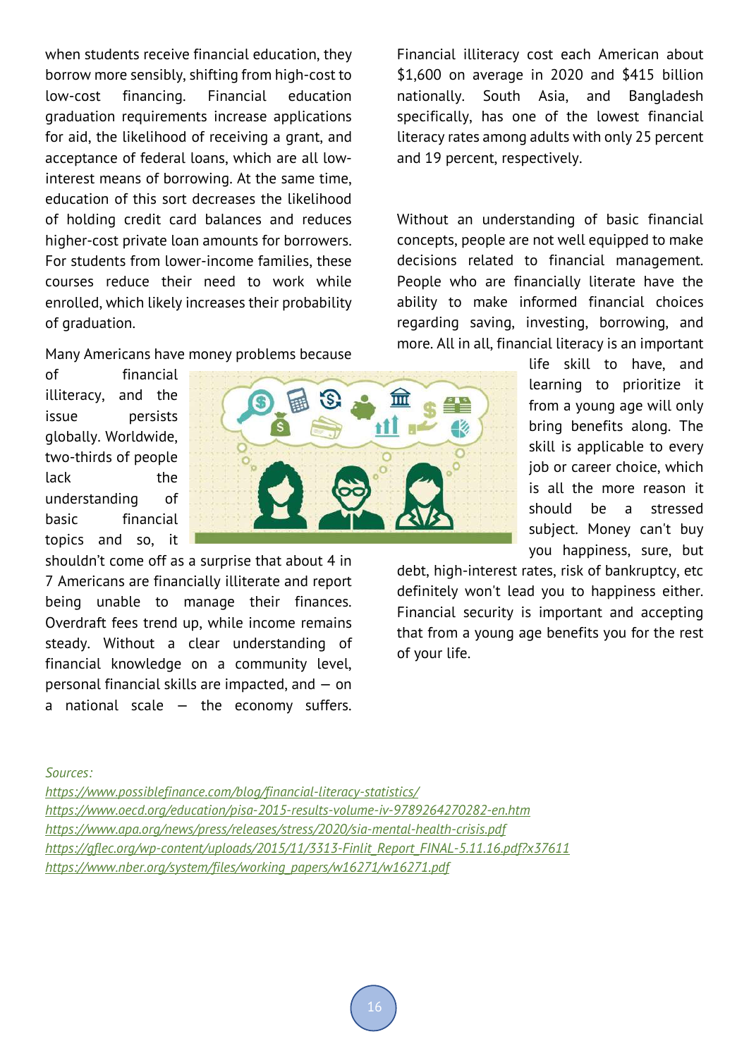when students receive financial education, they borrow more sensibly, shifting from high-cost to low-cost financing. Financial education graduation requirements increase applications for aid, the likelihood of receiving a grant, and acceptance of federal loans, which are all low-interest means of borrowing. At the same time, education of this sort decreases the likelihood of holding credit card balances and reduces higher-cost private loan amounts for borrowers. For students from lower-income families, these courses reduce their need to work while enrolled, which likely increases their probability of graduation.

Many Americans have money problems because of financial illiteracy, and the issue persists globally. Worldwide, two-thirds of people lack the understanding of basic financial topics and so, it shouldn't come off as a surprise that about 4 in 7 Americans are financially illiterate and report being unable to manage their finances. Overdraft fees trend up, while income remains steady. Without a clear understanding of financial knowledge on a community level, personal financial skills are impacted, and — on a national scale — the economy suffers.

Financial illiteracy cost each American about $1,600 on average in 2020 and $415 billion nationally. South Asia, and Bangladesh specifically, has one of the lowest financial literacy rates among adults with only 25 percent and 19 percent, respectively.

Without an understanding of basic financial concepts, people are not well equipped to make decisions related to financial management. People who are financially literate have the ability to make informed financial choices regarding saving, investing, borrowing, and more. All in all, financial literacy is an important life skill to have, and learning to prioritize it from a young age will only bring benefits along. The skill is applicable to every job or career choice, which is all the more reason it should be a stressed subject. Money can't buy you happiness, sure, but debt, high-interest rates, risk of bankruptcy, etc definitely won't lead you to happiness either. Financial security is important and accepting that from a young age benefits you for the rest of your life.

*Sources:*
*https://www.possiblefinance.com/blog/financial-literacy-statistics/*
*https://www.oecd.org/education/pisa-2015-results-volume-iv-9789264270282-en.htm*
*https://www.apa.org/news/press/releases/stress/2020/sia-mental-health-crisis.pdf*
*https://gflec.org/wp-content/uploads/2015/11/3313-Finlit_Report_FINAL-5.11.16.pdf?x37611*
*https://www.nber.org/system/files/working_papers/w16271/w16271.pdf*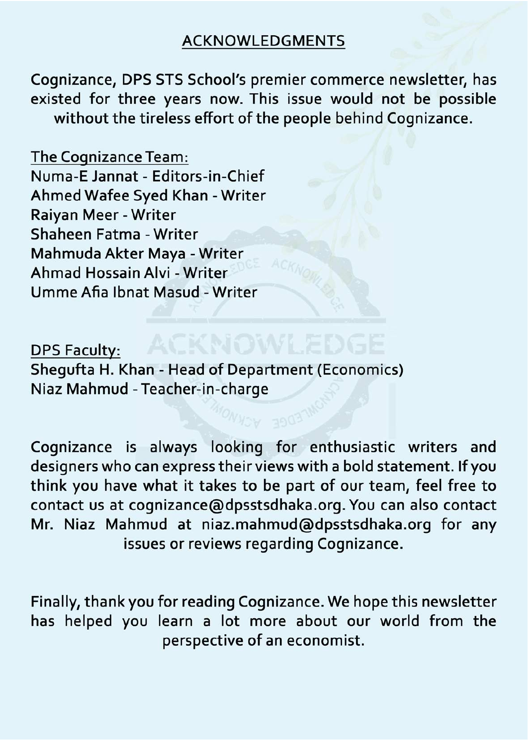## ACKNOWLEDGMENTS

Cognizance, DPS STS School's premier commerce newsletter, has existed for three years now. This issue would not be possible without the tireless effort of the people behind Cognizance.

The Cognizance Team:
Numa-E Jannat - Editors-in-Chief
Ahmed Wafee Syed Khan - Writer
Raiyan Meer - Writer
Shaheen Fatma - Writer
Mahmuda Akter Maya - Writer
Ahmad Hossain Alvi - Writer
Umme Afia Ibnat Masud - Writer

DPS Faculty:
Shegufta H. Khan - Head of Department (Economics)
Niaz Mahmud - Teacher-in-charge

Cognizance is always looking for enthusiastic writers and designers who can express their views with a bold statement. If you think you have what it takes to be part of our team, feel free to contact us at cognizance@dpsstsdhaka.org. You can also contact Mr. Niaz Mahmud at niaz.mahmud@dpsstsdhaka.org for any issues or reviews regarding Cognizance.

Finally, thank you for reading Cognizance. We hope this newsletter has helped you learn a lot more about our world from the perspective of an economist.